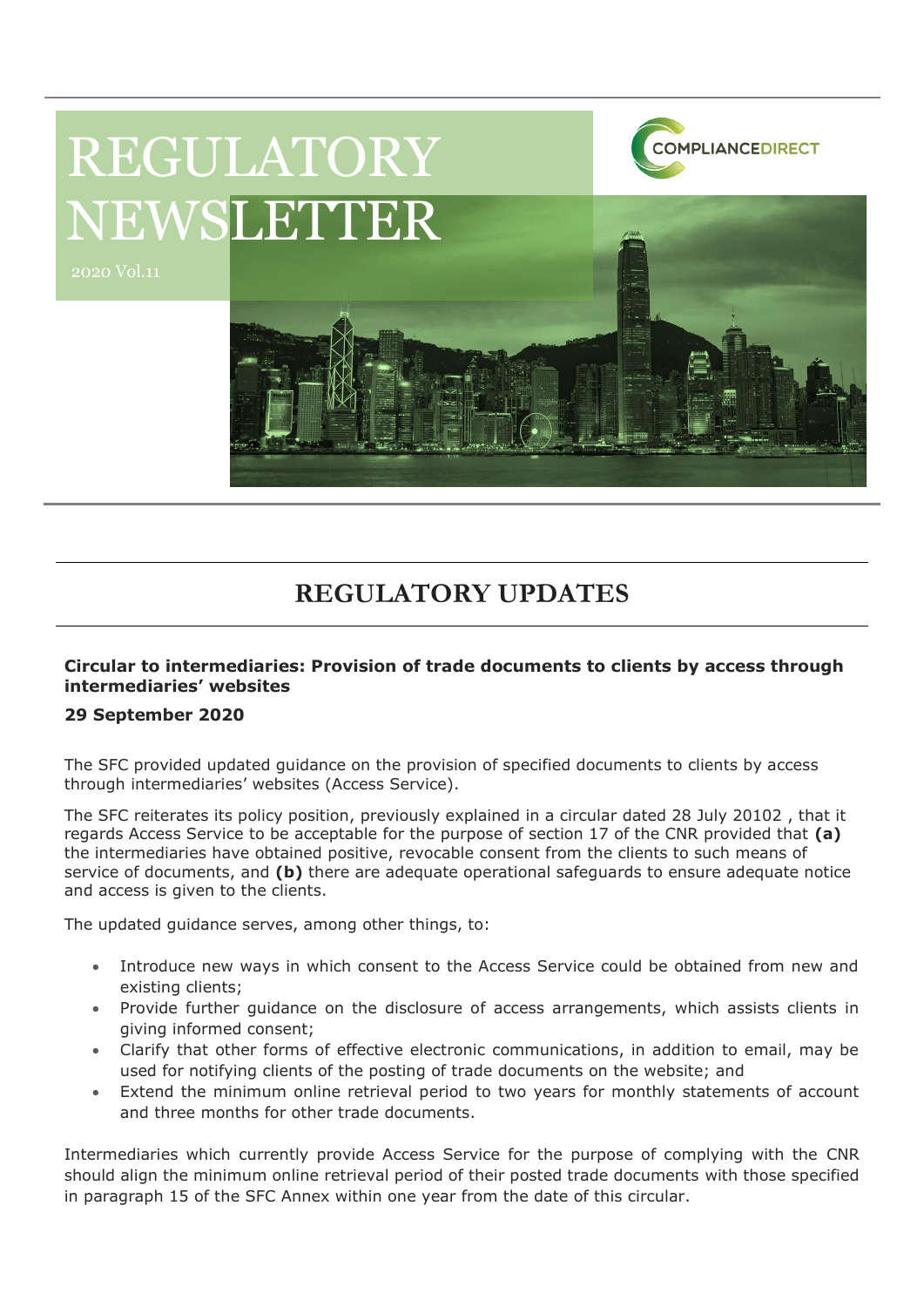# REGULATORY NEWSLETTER

2020 Vol.11

COMPLIANCEDIRECT

## REGULATORY UPDATES

**Circular to intermediaries: Provision of trade documents to clients by access through intermediaries' websites**

**29 September 2020**

The SFC provided updated guidance on the provision of specified documents to clients by access through intermediaries' websites (Access Service).

The SFC reiterates its policy position, previously explained in a circular dated 28 July 20102 , that it regards Access Service to be acceptable for the purpose of section 17 of the CNR provided that **(a)** the intermediaries have obtained positive, revocable consent from the clients to such means of service of documents, and **(b)** there are adequate operational safeguards to ensure adequate notice and access is given to the clients.

The updated guidance serves, among other things, to:

- Introduce new ways in which consent to the Access Service could be obtained from new and existing clients;
- Provide further guidance on the disclosure of access arrangements, which assists clients in giving informed consent;
- Clarify that other forms of effective electronic communications, in addition to email, may be used for notifying clients of the posting of trade documents on the website; and
- Extend the minimum online retrieval period to two years for monthly statements of account and three months for other trade documents.

Intermediaries which currently provide Access Service for the purpose of complying with the CNR should align the minimum online retrieval period of their posted trade documents with those specified in paragraph 15 of the SFC Annex within one year from the date of this circular.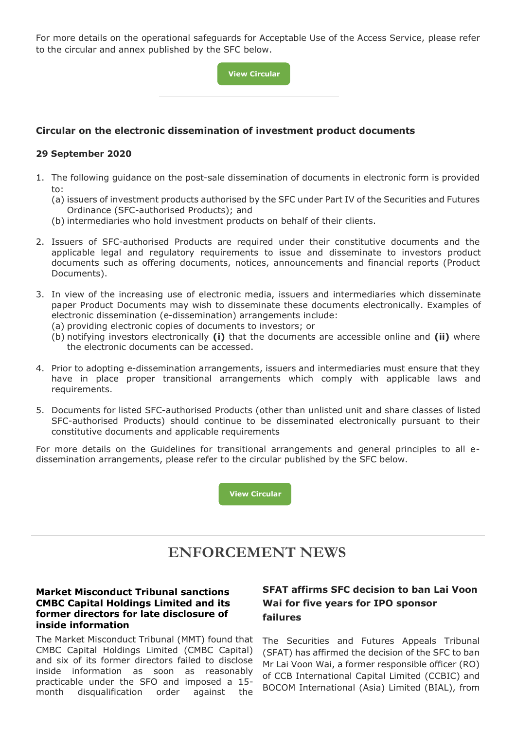For more details on the operational safeguards for Acceptable Use of the Access Service, please refer to the circular and annex published by the SFC below.

**View Circular**

---

### Circular on the electronic dissemination of investment product documents

**29 September 2020**

1. The following guidance on the post-sale dissemination of documents in electronic form is provided to:
   (a) issuers of investment products authorised by the SFC under Part IV of the Securities and Futures Ordinance (SFC-authorised Products); and
   (b) intermediaries who hold investment products on behalf of their clients.

2. Issuers of SFC-authorised Products are required under their constitutive documents and the applicable legal and regulatory requirements to issue and disseminate to investors product documents such as offering documents, notices, announcements and financial reports (Product Documents).

3. In view of the increasing use of electronic media, issuers and intermediaries which disseminate paper Product Documents may wish to disseminate these documents electronically. Examples of electronic dissemination (e-dissemination) arrangements include:
   (a) providing electronic copies of documents to investors; or
   (b) notifying investors electronically **(i)** that the documents are accessible online and **(ii)** where the electronic documents can be accessed.

4. Prior to adopting e-dissemination arrangements, issuers and intermediaries must ensure that they have in place proper transitional arrangements which comply with applicable laws and requirements.

5. Documents for listed SFC-authorised Products (other than unlisted unit and share classes of listed SFC-authorised Products) should continue to be disseminated electronically pursuant to their constitutive documents and applicable requirements

For more details on the Guidelines for transitional arrangements and general principles to all e-dissemination arrangements, please refer to the circular published by the SFC below.

**View Circular**

---

## ENFORCEMENT NEWS

---

### Market Misconduct Tribunal sanctions CMBC Capital Holdings Limited and its former directors for late disclosure of inside information

The Market Misconduct Tribunal (MMT) found that CMBC Capital Holdings Limited (CMBC Capital) and six of its former directors failed to disclose inside information as soon as reasonably practicable under the SFO and imposed a 15-month disqualification order against the

### SFAT affirms SFC decision to ban Lai Voon Wai for five years for IPO sponsor failures

The Securities and Futures Appeals Tribunal (SFAT) has affirmed the decision of the SFC to ban Mr Lai Voon Wai, a former responsible officer (RO) of CCB International Capital Limited (CCBIC) and BOCOM International (Asia) Limited (BIAL), from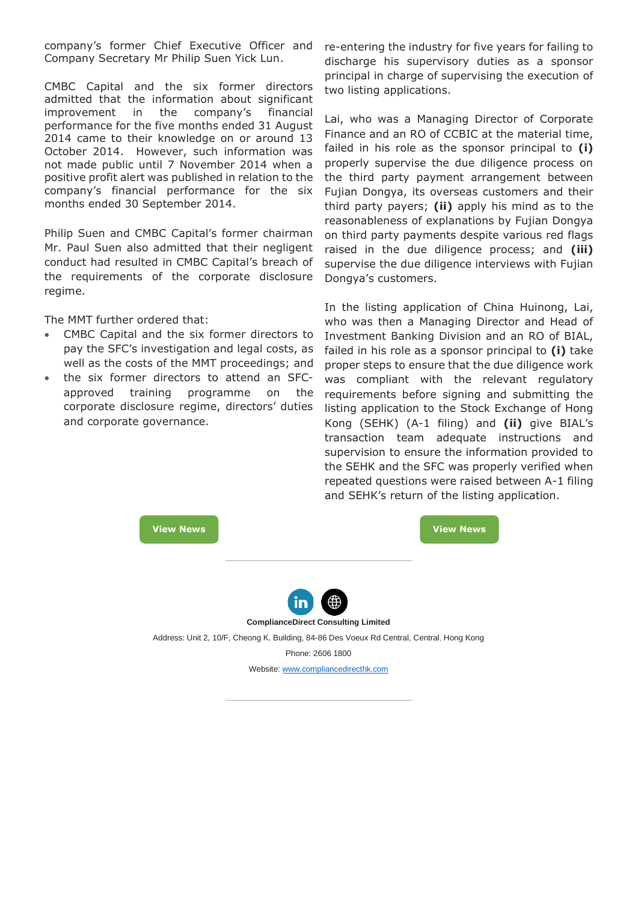company's former Chief Executive Officer and Company Secretary Mr Philip Suen Yick Lun.

CMBC Capital and the six former directors admitted that the information about significant improvement in the company's financial performance for the five months ended 31 August 2014 came to their knowledge on or around 13 October 2014. However, such information was not made public until 7 November 2014 when a positive profit alert was published in relation to the company's financial performance for the six months ended 30 September 2014.

Philip Suen and CMBC Capital's former chairman Mr. Paul Suen also admitted that their negligent conduct had resulted in CMBC Capital's breach of the requirements of the corporate disclosure regime.

The MMT further ordered that:

- CMBC Capital and the six former directors to pay the SFC's investigation and legal costs, as well as the costs of the MMT proceedings; and
- the six former directors to attend an SFC-approved training programme on the corporate disclosure regime, directors' duties and corporate governance.

View News

re-entering the industry for five years for failing to discharge his supervisory duties as a sponsor principal in charge of supervising the execution of two listing applications.

Lai, who was a Managing Director of Corporate Finance and an RO of CCBIC at the material time, failed in his role as the sponsor principal to **(i)** properly supervise the due diligence process on the third party payment arrangement between Fujian Dongya, its overseas customers and their third party payers; **(ii)** apply his mind as to the reasonableness of explanations by Fujian Dongya on third party payments despite various red flags raised in the due diligence process; and **(iii)** supervise the due diligence interviews with Fujian Dongya's customers.

In the listing application of China Huinong, Lai, who was then a Managing Director and Head of Investment Banking Division and an RO of BIAL, failed in his role as a sponsor principal to **(i)** take proper steps to ensure that the due diligence work was compliant with the relevant regulatory requirements before signing and submitting the listing application to the Stock Exchange of Hong Kong (SEHK) (A-1 filing) and **(ii)** give BIAL's transaction team adequate instructions and supervision to ensure the information provided to the SEHK and the SFC was properly verified when repeated questions were raised between A-1 filing and SEHK's return of the listing application.

View News

**ComplianceDirect Consulting Limited**

Address: Unit 2, 10/F, Cheong K. Building, 84-86 Des Voeux Rd Central, Central, Hong Kong

Phone: 2606 1800

Website: www.compliancedirecthk.com